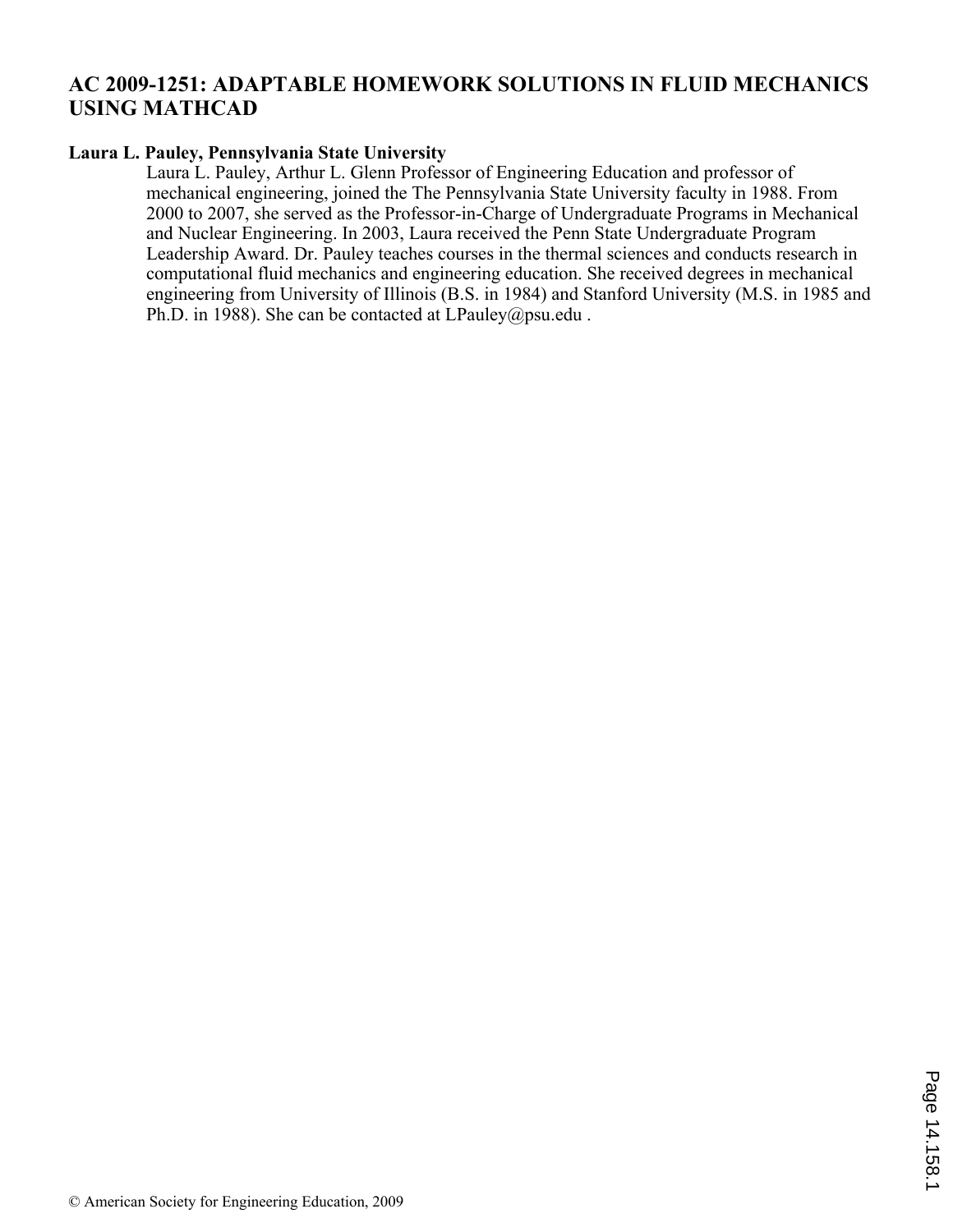# AC 2009-1251: ADAPTABLE HOMEWORK SOLUTIONS IN FLUID MECHANICS USING MATHCAD

**Laura L. Pauley, Pennsylvania State University**

Laura L. Pauley, Arthur L. Glenn Professor of Engineering Education and professor of mechanical engineering, joined the The Pennsylvania State University faculty in 1988. From 2000 to 2007, she served as the Professor-in-Charge of Undergraduate Programs in Mechanical and Nuclear Engineering. In 2003, Laura received the Penn State Undergraduate Program Leadership Award. Dr. Pauley teaches courses in the thermal sciences and conducts research in computational fluid mechanics and engineering education. She received degrees in mechanical engineering from University of Illinois (B.S. in 1984) and Stanford University (M.S. in 1985 and Ph.D. in 1988). She can be contacted at LPauley@psu.edu .

© American Society for Engineering Education, 2009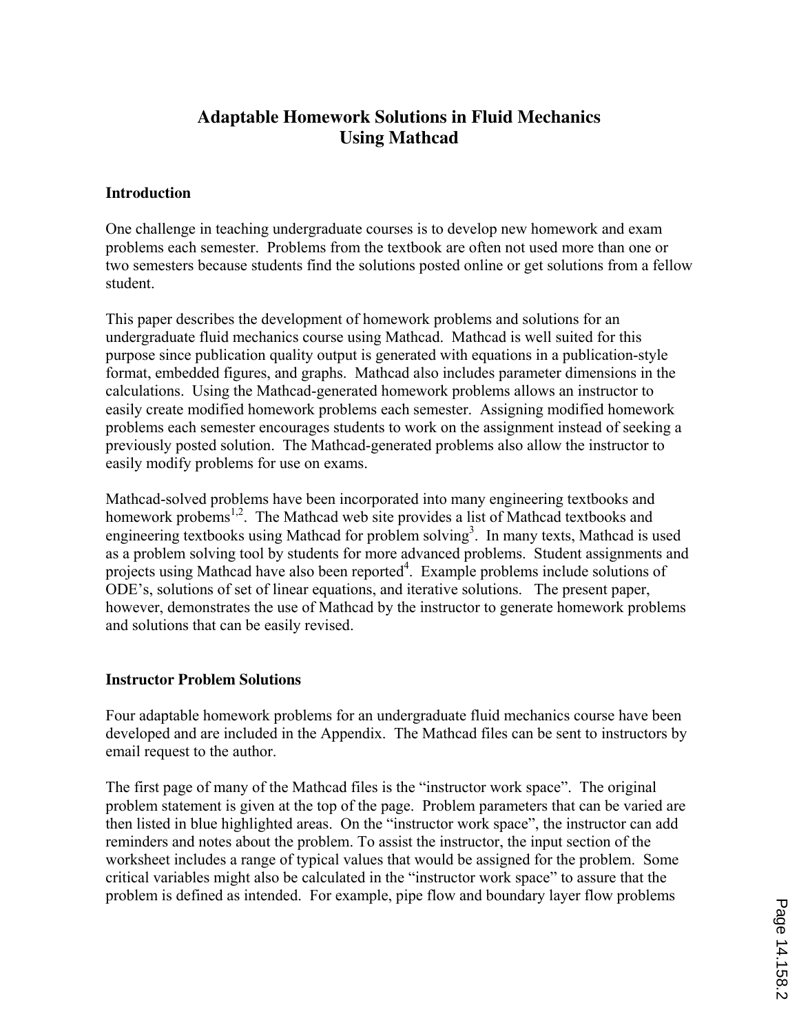# Adaptable Homework Solutions in Fluid Mechanics Using Mathcad

## Introduction

One challenge in teaching undergraduate courses is to develop new homework and exam problems each semester. Problems from the textbook are often not used more than one or two semesters because students find the solutions posted online or get solutions from a fellow student.

This paper describes the development of homework problems and solutions for an undergraduate fluid mechanics course using Mathcad. Mathcad is well suited for this purpose since publication quality output is generated with equations in a publication-style format, embedded figures, and graphs. Mathcad also includes parameter dimensions in the calculations. Using the Mathcad-generated homework problems allows an instructor to easily create modified homework problems each semester. Assigning modified homework problems each semester encourages students to work on the assignment instead of seeking a previously posted solution. The Mathcad-generated problems also allow the instructor to easily modify problems for use on exams.

Mathcad-solved problems have been incorporated into many engineering textbooks and homework probems[1,2]. The Mathcad web site provides a list of Mathcad textbooks and engineering textbooks using Mathcad for problem solving[3]. In many texts, Mathcad is used as a problem solving tool by students for more advanced problems. Student assignments and projects using Mathcad have also been reported[4]. Example problems include solutions of ODE's, solutions of set of linear equations, and iterative solutions. The present paper, however, demonstrates the use of Mathcad by the instructor to generate homework problems and solutions that can be easily revised.

## Instructor Problem Solutions

Four adaptable homework problems for an undergraduate fluid mechanics course have been developed and are included in the Appendix. The Mathcad files can be sent to instructors by email request to the author.

The first page of many of the Mathcad files is the "instructor work space". The original problem statement is given at the top of the page. Problem parameters that can be varied are then listed in blue highlighted areas. On the "instructor work space", the instructor can add reminders and notes about the problem. To assist the instructor, the input section of the worksheet includes a range of typical values that would be assigned for the problem. Some critical variables might also be calculated in the "instructor work space" to assure that the problem is defined as intended. For example, pipe flow and boundary layer flow problems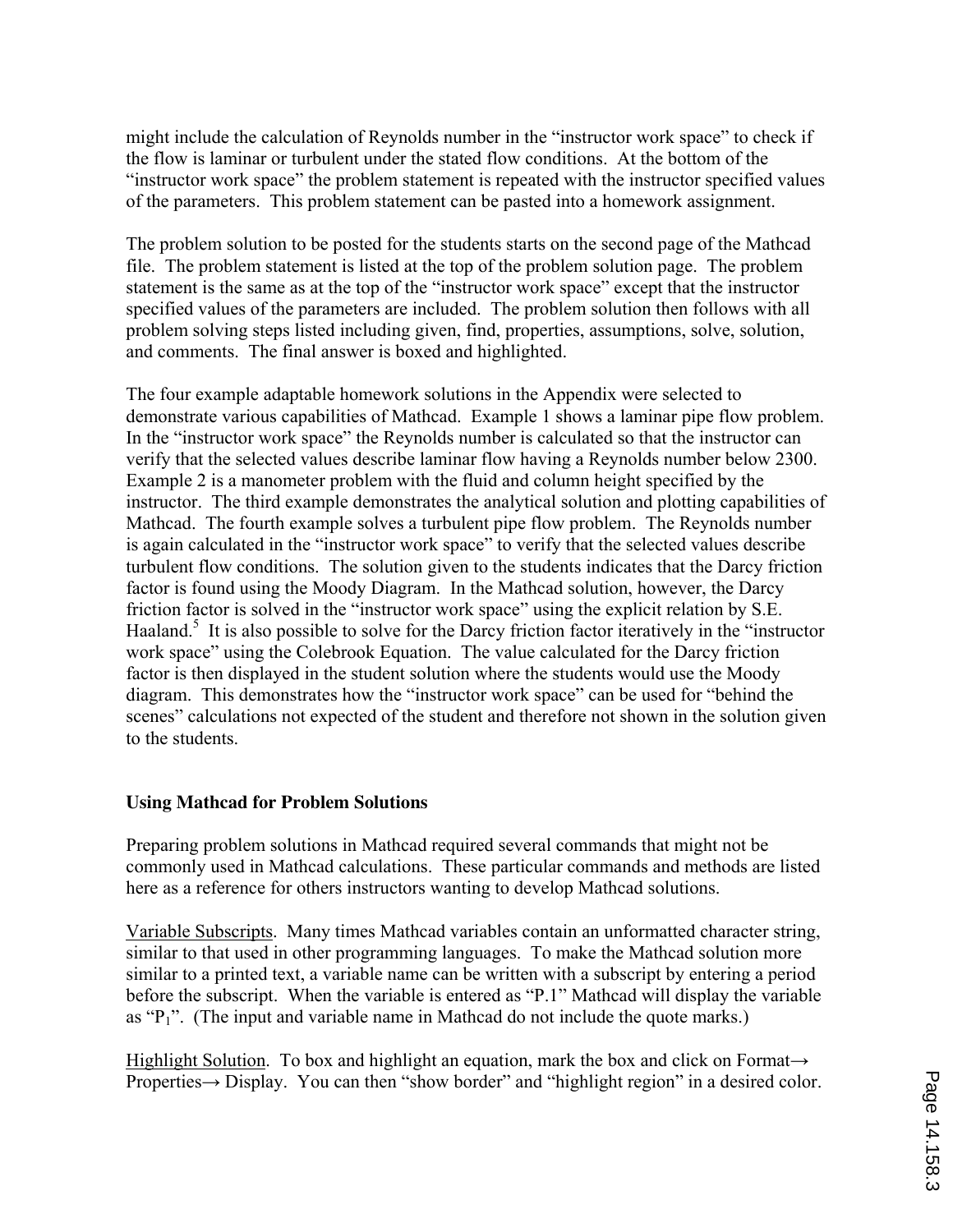might include the calculation of Reynolds number in the "instructor work space" to check if the flow is laminar or turbulent under the stated flow conditions. At the bottom of the "instructor work space" the problem statement is repeated with the instructor specified values of the parameters. This problem statement can be pasted into a homework assignment.

The problem solution to be posted for the students starts on the second page of the Mathcad file. The problem statement is listed at the top of the problem solution page. The problem statement is the same as at the top of the "instructor work space" except that the instructor specified values of the parameters are included. The problem solution then follows with all problem solving steps listed including given, find, properties, assumptions, solve, solution, and comments. The final answer is boxed and highlighted.

The four example adaptable homework solutions in the Appendix were selected to demonstrate various capabilities of Mathcad. Example 1 shows a laminar pipe flow problem. In the "instructor work space" the Reynolds number is calculated so that the instructor can verify that the selected values describe laminar flow having a Reynolds number below 2300. Example 2 is a manometer problem with the fluid and column height specified by the instructor. The third example demonstrates the analytical solution and plotting capabilities of Mathcad. The fourth example solves a turbulent pipe flow problem. The Reynolds number is again calculated in the "instructor work space" to verify that the selected values describe turbulent flow conditions. The solution given to the students indicates that the Darcy friction factor is found using the Moody Diagram. In the Mathcad solution, however, the Darcy friction factor is solved in the "instructor work space" using the explicit relation by S.E. Haaland.[5] It is also possible to solve for the Darcy friction factor iteratively in the "instructor work space" using the Colebrook Equation. The value calculated for the Darcy friction factor is then displayed in the student solution where the students would use the Moody diagram. This demonstrates how the "instructor work space" can be used for "behind the scenes" calculations not expected of the student and therefore not shown in the solution given to the students.

## Using Mathcad for Problem Solutions

Preparing problem solutions in Mathcad required several commands that might not be commonly used in Mathcad calculations. These particular commands and methods are listed here as a reference for others instructors wanting to develop Mathcad solutions.

Variable Subscripts. Many times Mathcad variables contain an unformatted character string, similar to that used in other programming languages. To make the Mathcad solution more similar to a printed text, a variable name can be written with a subscript by entering a period before the subscript. When the variable is entered as "P.1" Mathcad will display the variable as "$P_1$". (The input and variable name in Mathcad do not include the quote marks.)

Highlight Solution. To box and highlight an equation, mark the box and click on Format→ Properties→ Display. You can then "show border" and "highlight region" in a desired color.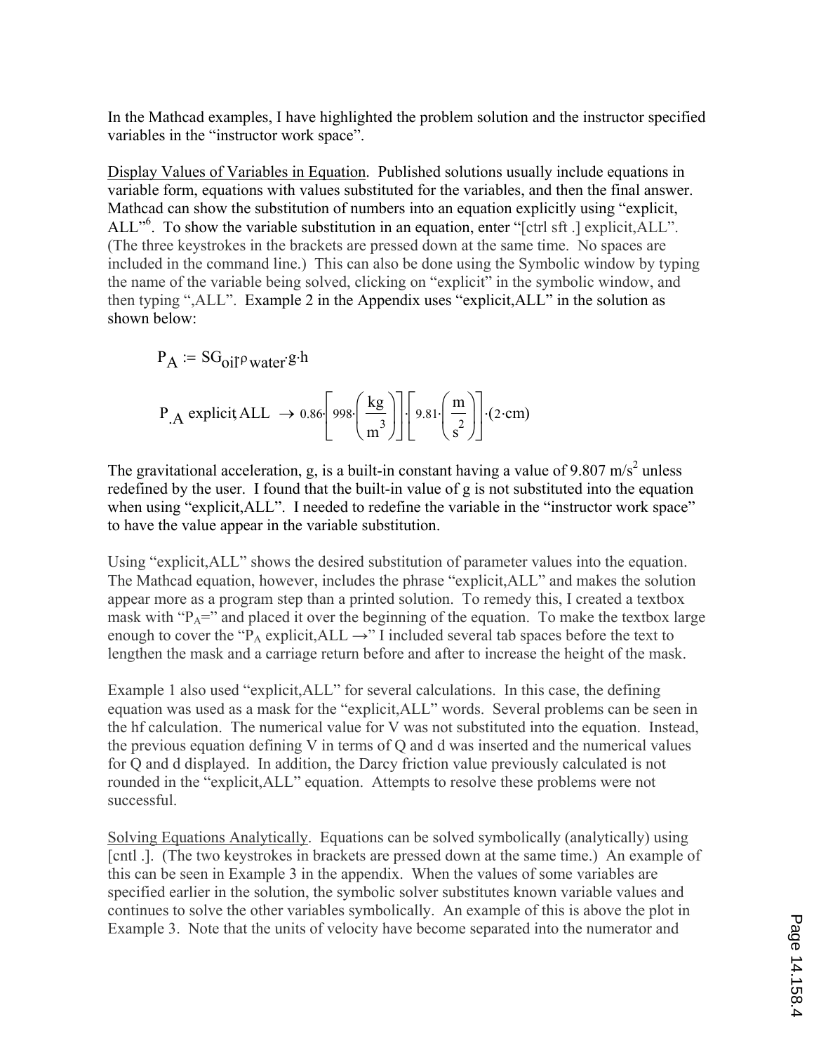In the Mathcad examples, I have highlighted the problem solution and the instructor specified variables in the "instructor work space".

Display Values of Variables in Equation. Published solutions usually include equations in variable form, equations with values substituted for the variables, and then the final answer. Mathcad can show the substitution of numbers into an equation explicitly using "explicit, ALL"[6]. To show the variable substitution in an equation, enter "[ctrl sft .] explicit,ALL". (The three keystrokes in the brackets are pressed down at the same time. No spaces are included in the command line.) This can also be done using the Symbolic window by typing the name of the variable being solved, clicking on "explicit" in the symbolic window, and then typing ",ALL". Example 2 in the Appendix uses "explicit,ALL" in the solution as shown below:

$$P_A := SG_{oil} \cdot \rho_{water} \cdot g \cdot h$$

$$P_A \text{ explicit, ALL } \rightarrow 0.86 \cdot \left[ 998 \cdot \left( \frac{kg}{m^3} \right) \right] \cdot \left[ 9.81 \cdot \left( \frac{m}{s^2} \right) \right] \cdot (2 \cdot cm)$$

The gravitational acceleration, g, is a built-in constant having a value of 9.807 $m/s^2$ unless redefined by the user. I found that the built-in value of g is not substituted into the equation when using "explicit,ALL". I needed to redefine the variable in the "instructor work space" to have the value appear in the variable substitution.

Using "explicit,ALL" shows the desired substitution of parameter values into the equation. The Mathcad equation, however, includes the phrase "explicit,ALL" and makes the solution appear more as a program step than a printed solution. To remedy this, I created a textbox mask with "$P_A$=" and placed it over the beginning of the equation. To make the textbox large enough to cover the "$P_A$ explicit,ALL →" I included several tab spaces before the text to lengthen the mask and a carriage return before and after to increase the height of the mask.

Example 1 also used "explicit,ALL" for several calculations. In this case, the defining equation was used as a mask for the "explicit,ALL" words. Several problems can be seen in the hf calculation. The numerical value for V was not substituted into the equation. Instead, the previous equation defining V in terms of Q and d was inserted and the numerical values for Q and d displayed. In addition, the Darcy friction value previously calculated is not rounded in the "explicit,ALL" equation. Attempts to resolve these problems were not successful.

Solving Equations Analytically. Equations can be solved symbolically (analytically) using [cntl .]. (The two keystrokes in brackets are pressed down at the same time.) An example of this can be seen in Example 3 in the appendix. When the values of some variables are specified earlier in the solution, the symbolic solver substitutes known variable values and continues to solve the other variables symbolically. An example of this is above the plot in Example 3. Note that the units of velocity have become separated into the numerator and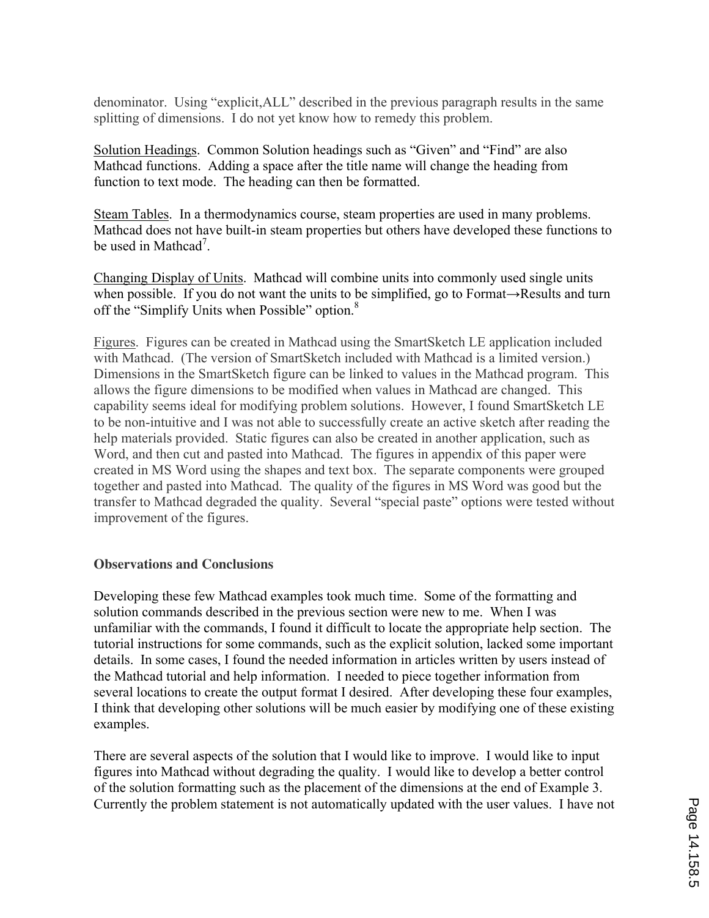denominator. Using "explicit,ALL" described in the previous paragraph results in the same splitting of dimensions. I do not yet know how to remedy this problem.

Solution Headings. Common Solution headings such as "Given" and "Find" are also Mathcad functions. Adding a space after the title name will change the heading from function to text mode. The heading can then be formatted.

Steam Tables. In a thermodynamics course, steam properties are used in many problems. Mathcad does not have built-in steam properties but others have developed these functions to be used in Mathcad[7].

Changing Display of Units. Mathcad will combine units into commonly used single units when possible. If you do not want the units to be simplified, go to Format→Results and turn off the "Simplify Units when Possible" option.[8]

Figures. Figures can be created in Mathcad using the SmartSketch LE application included with Mathcad. (The version of SmartSketch included with Mathcad is a limited version.) Dimensions in the SmartSketch figure can be linked to values in the Mathcad program. This allows the figure dimensions to be modified when values in Mathcad are changed. This capability seems ideal for modifying problem solutions. However, I found SmartSketch LE to be non-intuitive and I was not able to successfully create an active sketch after reading the help materials provided. Static figures can also be created in another application, such as Word, and then cut and pasted into Mathcad. The figures in appendix of this paper were created in MS Word using the shapes and text box. The separate components were grouped together and pasted into Mathcad. The quality of the figures in MS Word was good but the transfer to Mathcad degraded the quality. Several "special paste" options were tested without improvement of the figures.

## Observations and Conclusions

Developing these few Mathcad examples took much time. Some of the formatting and solution commands described in the previous section were new to me. When I was unfamiliar with the commands, I found it difficult to locate the appropriate help section. The tutorial instructions for some commands, such as the explicit solution, lacked some important details. In some cases, I found the needed information in articles written by users instead of the Mathcad tutorial and help information. I needed to piece together information from several locations to create the output format I desired. After developing these four examples, I think that developing other solutions will be much easier by modifying one of these existing examples.

There are several aspects of the solution that I would like to improve. I would like to input figures into Mathcad without degrading the quality. I would like to develop a better control of the solution formatting such as the placement of the dimensions at the end of Example 3. Currently the problem statement is not automatically updated with the user values. I have not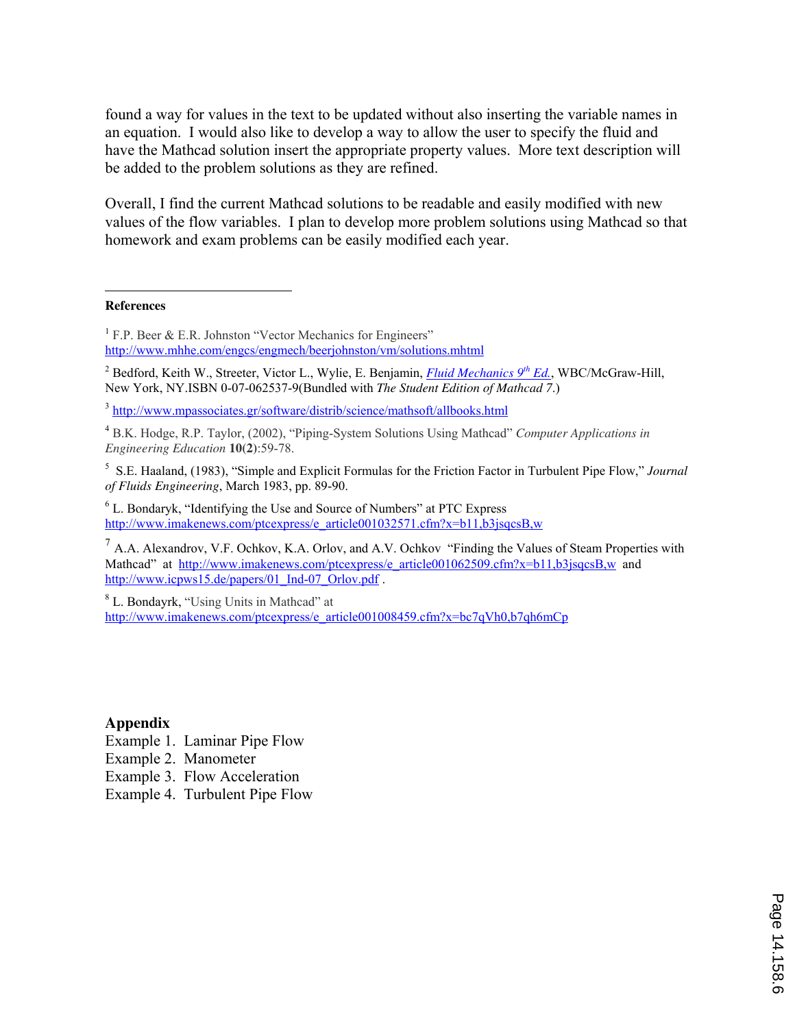found a way for values in the text to be updated without also inserting the variable names in an equation. I would also like to develop a way to allow the user to specify the fluid and have the Mathcad solution insert the appropriate property values. More text description will be added to the problem solutions as they are refined.

Overall, I find the current Mathcad solutions to be readable and easily modified with new values of the flow variables. I plan to develop more problem solutions using Mathcad so that homework and exam problems can be easily modified each year.

**References**

[1] F.P. Beer & E.R. Johnston "Vector Mechanics for Engineers" http://www.mhhe.com/engcs/engmech/beerjohnston/vm/solutions.mhtml

[2] Bedford, Keith W., Streeter, Victor L., Wylie, E. Benjamin, *Fluid Mechanics 9th Ed.*, WBC/McGraw-Hill, New York, NY.ISBN 0-07-062537-9(Bundled with *The Student Edition of Mathcad 7*.)

[3] http://www.mpassociates.gr/software/distrib/science/mathsoft/allbooks.html

[4] B.K. Hodge, R.P. Taylor, (2002), "Piping-System Solutions Using Mathcad" *Computer Applications in Engineering Education* **10**(**2**):59-78.

[5] S.E. Haaland, (1983), "Simple and Explicit Formulas for the Friction Factor in Turbulent Pipe Flow," *Journal of Fluids Engineering*, March 1983, pp. 89-90.

[6] L. Bondaryk, "Identifying the Use and Source of Numbers" at PTC Express http://www.imakenews.com/ptcexpress/e_article001032571.cfm?x=b11,b3jsqcsB,w

[7] A.A. Alexandrov, V.F. Ochkov, K.A. Orlov, and A.V. Ochkov "Finding the Values of Steam Properties with Mathcad" at http://www.imakenews.com/ptcexpress/e_article001062509.cfm?x=b11,b3jsqcsB,w and http://www.icpws15.de/papers/01_Ind-07_Orlov.pdf .

[8] L. Bondayrk, "Using Units in Mathcad" at http://www.imakenews.com/ptcexpress/e_article001008459.cfm?x=bc7qVh0,b7qh6mCp

## Appendix

Example 1. Laminar Pipe Flow
Example 2. Manometer
Example 3. Flow Acceleration
Example 4. Turbulent Pipe Flow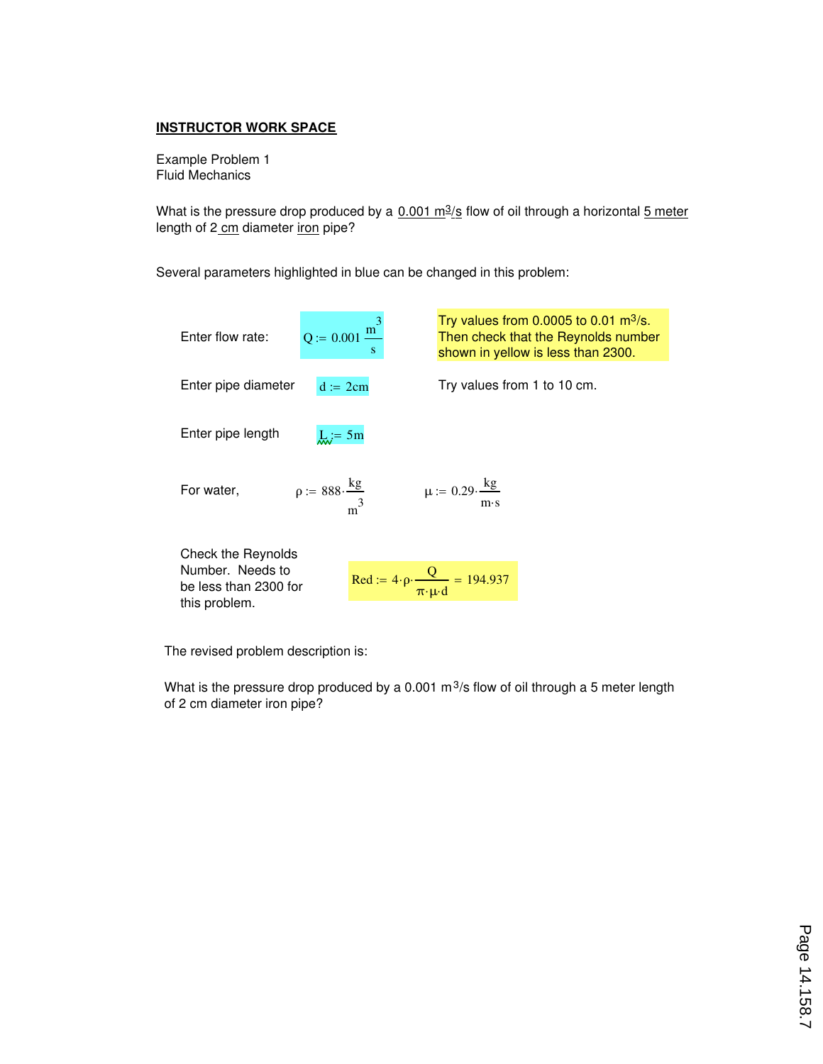**INSTRUCTOR WORK SPACE**

Example Problem 1
Fluid Mechanics

What is the pressure drop produced by a 0.001 m³/s flow of oil through a horizontal 5 meter length of 2 cm diameter iron pipe?

Several parameters highlighted in blue can be changed in this problem:

Enter flow rate: $Q := 0.001 \frac{m^3}{s}$

Try values from 0.0005 to 0.01 m³/s. Then check that the Reynolds number shown in yellow is less than 2300.

Enter pipe diameter $d := 2cm$

Try values from 1 to 10 cm.

Enter pipe length $L := 5m$

For water, $\rho := 888 \cdot \frac{kg}{m^3}$ $\mu := 0.29 \cdot \frac{kg}{m \cdot s}$

Check the Reynolds Number. Needs to be less than 2300 for this problem.

$$Red := 4 \cdot \rho \cdot \frac{Q}{\pi \cdot \mu \cdot d} = 194.937$$

The revised problem description is:

What is the pressure drop produced by a 0.001 m³/s flow of oil through a 5 meter length of 2 cm diameter iron pipe?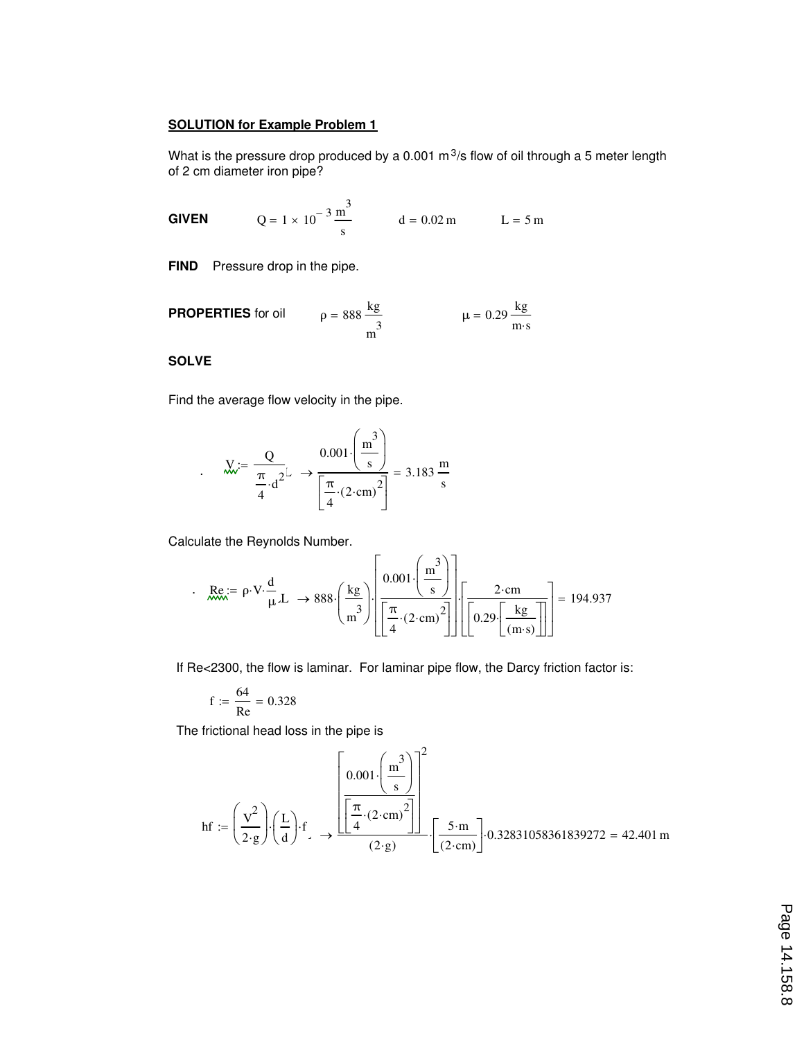**SOLUTION for Example Problem 1**

What is the pressure drop produced by a 0.001 $m^3$/s flow of oil through a 5 meter length of 2 cm diameter iron pipe?

**GIVEN** $Q = 1 \times 10^{-3} \frac{m^3}{s}$ $d = 0.02\,m$ $L = 5\,m$

**FIND** Pressure drop in the pipe.

**PROPERTIES** for oil $\rho = 888 \frac{kg}{m^3}$ $\mu = 0.29 \frac{kg}{m \cdot s}$

**SOLVE**

Find the average flow velocity in the pipe.

$$V := \frac{Q}{\frac{\pi}{4} \cdot d^2} \rightarrow \frac{0.001 \cdot \left(\frac{m^3}{s}\right)}{\left[\frac{\pi}{4} \cdot (2 \cdot cm)^2\right]} = 3.183 \frac{m}{s}$$

Calculate the Reynolds Number.

$$Re := \rho \cdot V \cdot \frac{d}{\mu} \rightarrow 888 \cdot \left(\frac{kg}{m^3}\right) \cdot \left[\frac{0.001 \cdot \left(\frac{m^3}{s}\right)}{\left[\frac{\pi}{4} \cdot (2 \cdot cm)^2\right]}\right] \cdot \left[\frac{2 \cdot cm}{\left[0.29 \cdot \left[\frac{kg}{(m \cdot s)}\right]\right]}\right] = 194.937$$

If Re<2300, the flow is laminar. For laminar pipe flow, the Darcy friction factor is:

$$f := \frac{64}{Re} = 0.328$$

The frictional head loss in the pipe is

$$hf := \left(\frac{V^2}{2 \cdot g}\right) \cdot \left(\frac{L}{d}\right) \cdot f \rightarrow \frac{\left[\frac{0.001 \cdot \left(\frac{m^3}{s}\right)}{\left[\frac{\pi}{4} \cdot (2 \cdot cm)^2\right]}\right]^2}{(2 \cdot g)} \cdot \left[\frac{5 \cdot m}{(2 \cdot cm)}\right] \cdot 0.32831058361839272 = 42.401\,m$$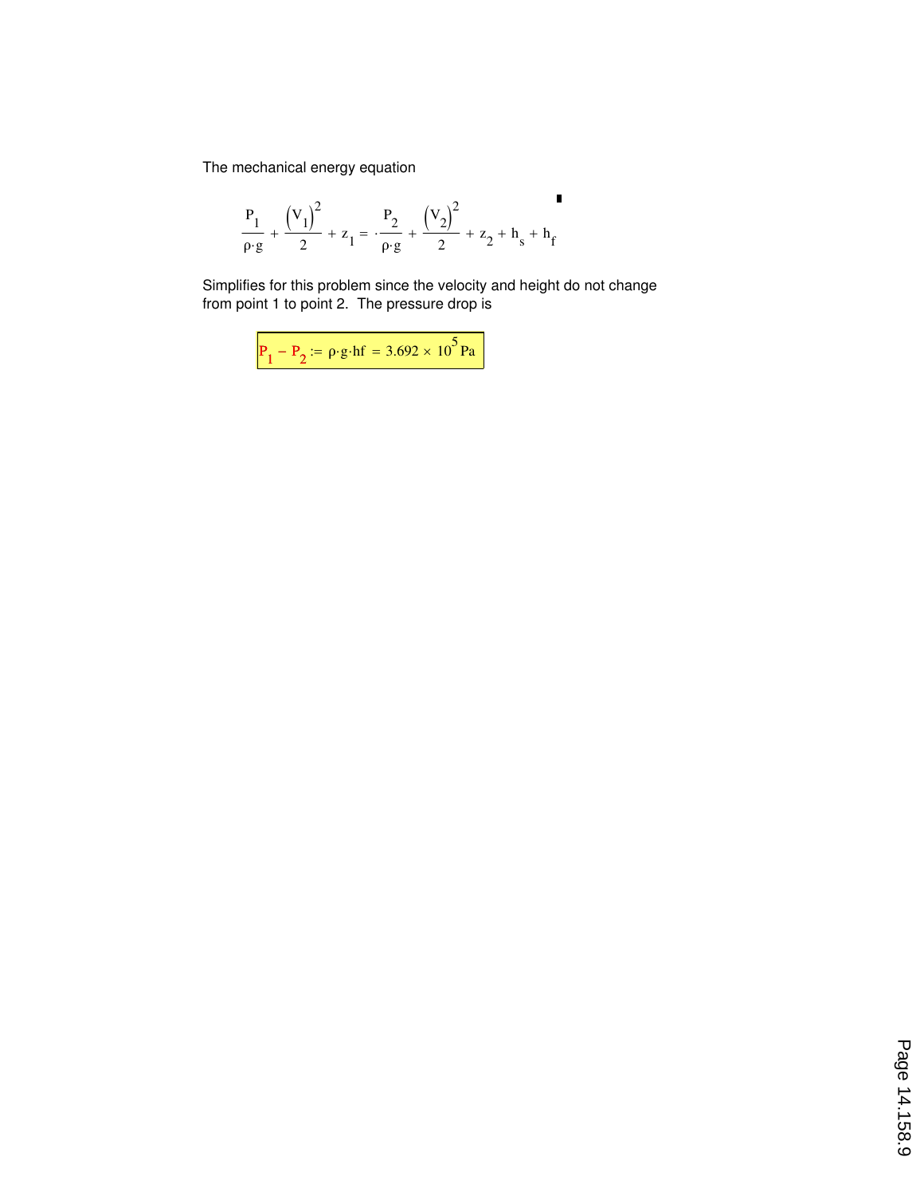The mechanical energy equation

$$\frac{P_1}{\rho \cdot g} + \frac{(V_1)^2}{2} + z_1 = \cdot\frac{P_2}{\rho \cdot g} + \frac{(V_2)^2}{2} + z_2 + h_s + h_f$$

Simplifies for this problem since the velocity and height do not change from point 1 to point 2. The pressure drop is

$$P_1 - P_2 := \rho \cdot g \cdot hf = 3.692 \times 10^5\ \text{Pa}$$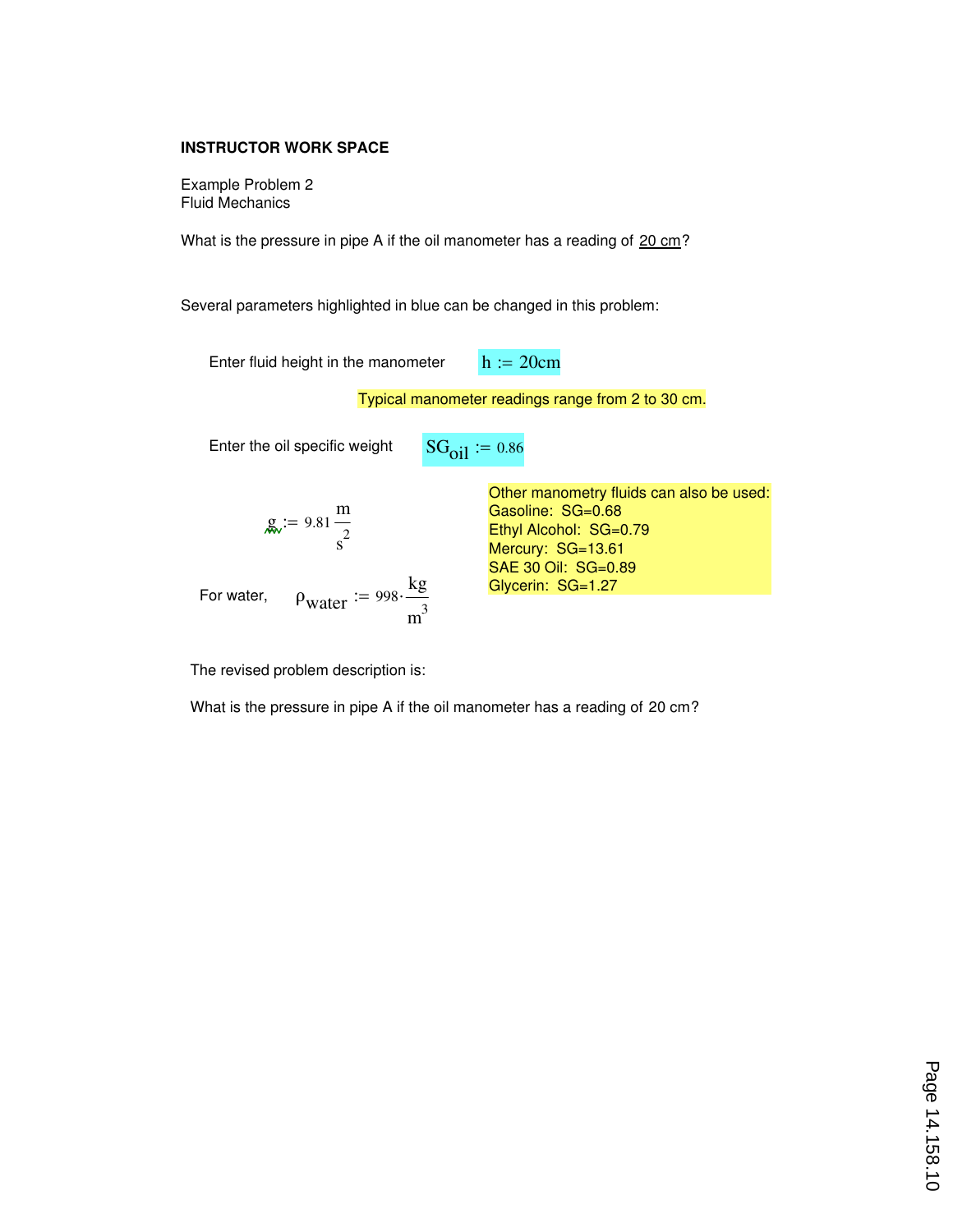**INSTRUCTOR WORK SPACE**

Example Problem 2
Fluid Mechanics

What is the pressure in pipe A if the oil manometer has a reading of 20 cm?

Several parameters highlighted in blue can be changed in this problem:

Enter fluid height in the manometer $h := 20\text{cm}$

Typical manometer readings range from 2 to 30 cm.

Enter the oil specific weight $SG_{oil} := 0.86$

Other manometry fluids can also be used:
Gasoline: SG=0.68
Ethyl Alcohol: SG=0.79
Mercury: SG=13.61
SAE 30 Oil: SG=0.89
Glycerin: SG=1.27

$g := 9.81 \dfrac{m}{s^2}$

For water, $\rho_{water} := 998 \cdot \dfrac{kg}{m^3}$

The revised problem description is:

What is the pressure in pipe A if the oil manometer has a reading of 20 cm?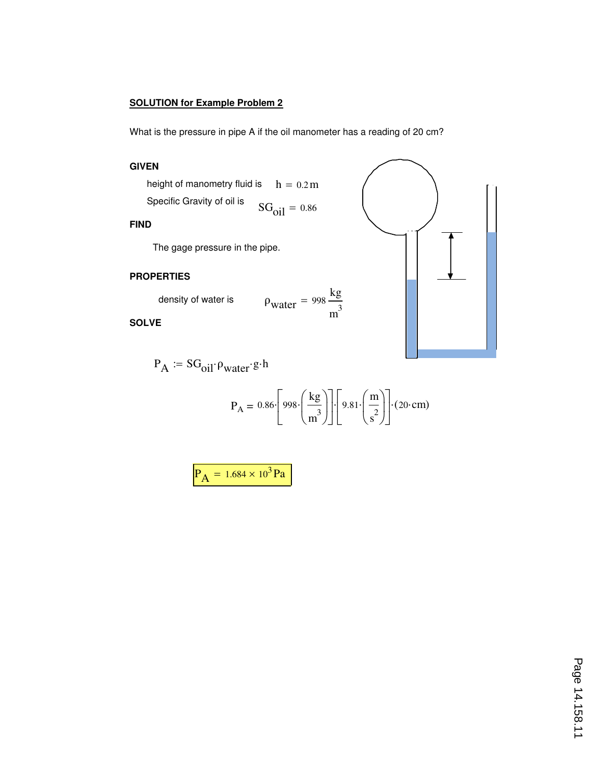## SOLUTION for Example Problem 2

What is the pressure in pipe A if the oil manometer has a reading of 20 cm?

**GIVEN**

height of manometry fluid is $h = 0.2\,m$

Specific Gravity of oil is $SG_{oil} = 0.86$

**FIND**

The gage pressure in the pipe.

**PROPERTIES**

density of water is $\rho_{water} = 998\,\frac{kg}{m^3}$

**SOLVE**

$$P_A := SG_{oil} \cdot \rho_{water} \cdot g \cdot h$$

$$P_A = 0.86 \cdot \left[998 \cdot \left(\frac{kg}{m^3}\right)\right] \cdot \left[9.81 \cdot \left(\frac{m}{s^2}\right)\right] \cdot (20 \cdot cm)$$

$$P_A = 1.684 \times 10^3\,Pa$$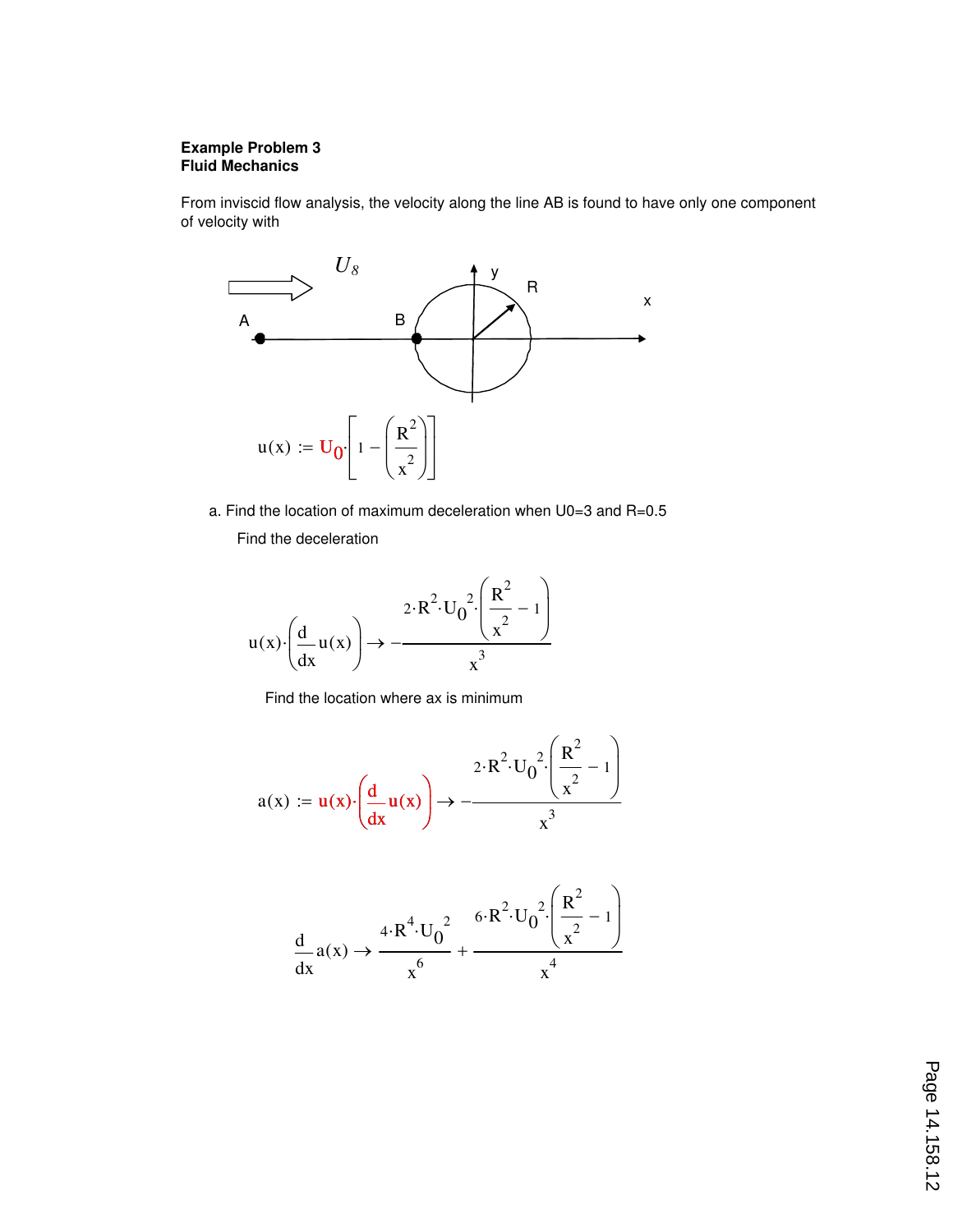**Example Problem 3**
**Fluid Mechanics**

From inviscid flow analysis, the velocity along the line AB is found to have only one component of velocity with

$U_8$

A

B

y

R

x

$$u(x) := U_0 \cdot \left[ 1 - \left( \frac{R^2}{x^2} \right) \right]$$

a. Find the location of maximum deceleration when U0=3 and R=0.5

Find the deceleration

$$u(x) \cdot \left( \frac{d}{dx} u(x) \right) \rightarrow -\frac{2 \cdot R^2 \cdot U_0^{\,2} \cdot \left( \frac{R^2}{x^2} - 1 \right)}{x^3}$$

Find the location where ax is minimum

$$a(x) := u(x) \cdot \left( \frac{d}{dx} u(x) \right) \rightarrow -\frac{2 \cdot R^2 \cdot U_0^{\,2} \cdot \left( \frac{R^2}{x^2} - 1 \right)}{x^3}$$

$$\frac{d}{dx} a(x) \rightarrow \frac{4 \cdot R^4 \cdot U_0^{\,2}}{x^6} + \frac{6 \cdot R^2 \cdot U_0^{\,2} \cdot \left( \frac{R^2}{x^2} - 1 \right)}{x^4}$$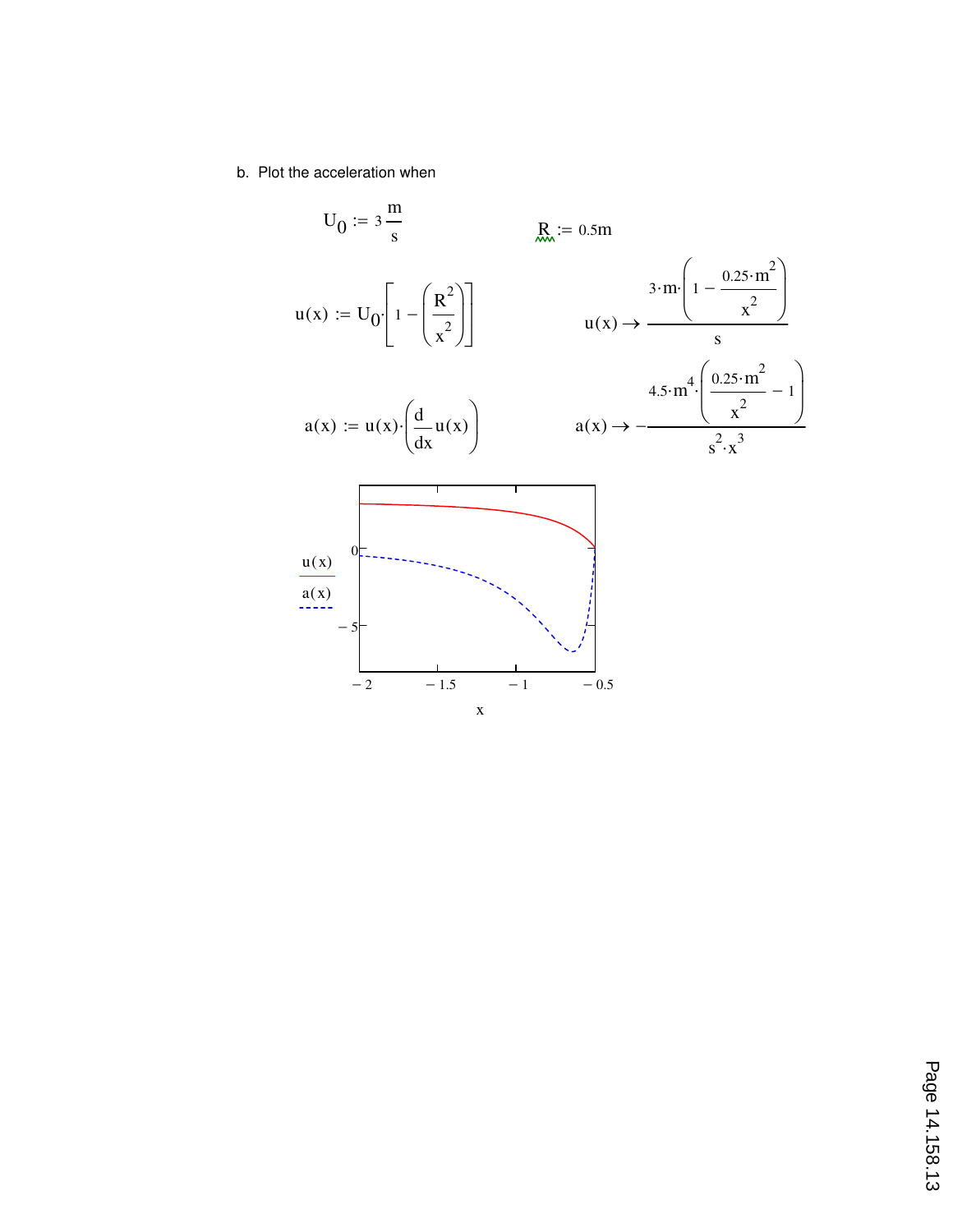b. Plot the acceleration when

$$U_0 := 3\frac{m}{s} \qquad R := 0.5m$$

$$u(x) := U_0 \cdot \left[1 - \left(\frac{R^2}{x^2}\right)\right] \qquad u(x) \rightarrow \frac{3 \cdot m \cdot \left(1 - \frac{0.25 \cdot m^2}{x^2}\right)}{s}$$

$$a(x) := u(x) \cdot \left(\frac{d}{dx}u(x)\right) \qquad a(x) \rightarrow -\frac{4.5 \cdot m^4 \cdot \left(\frac{0.25 \cdot m^2}{x^2} - 1\right)}{s^2 \cdot x^3}$$

0

− 5

u(x)

a(x)

− 2

− 1.5

− 1

− 0.5

x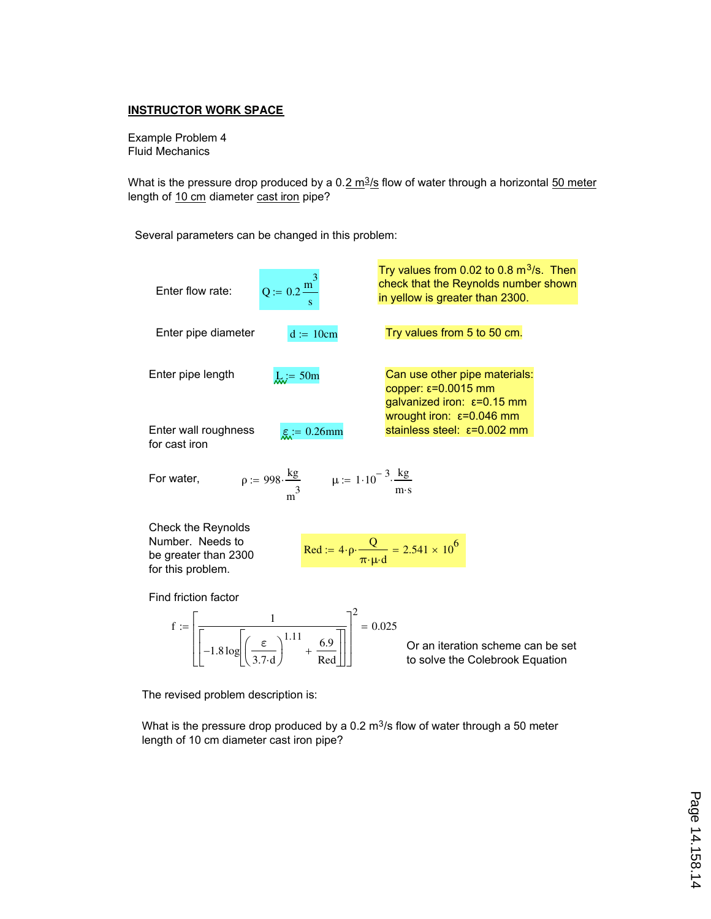**INSTRUCTOR WORK SPACE**

Example Problem 4
Fluid Mechanics

What is the pressure drop produced by a 0.2 $m^3/s$ flow of water through a horizontal 50 meter length of 10 cm diameter cast iron pipe?

Several parameters can be changed in this problem:

Enter flow rate: $Q := 0.2 \frac{m^3}{s}$

Try values from 0.02 to 0.8 $m^3/s$. Then check that the Reynolds number shown in yellow is greater than 2300.

Enter pipe diameter $d := 10cm$

Try values from 5 to 50 cm.

Enter pipe length $L := 50m$

Enter wall roughness for cast iron $\varepsilon := 0.26mm$

Can use other pipe materials:
copper: ε=0.0015 mm
galvanized iron: ε=0.15 mm
wrought iron: ε=0.046 mm
stainless steel: ε=0.002 mm

For water, $\rho := 998 \cdot \frac{kg}{m^3}$ $\mu := 1 \cdot 10^{-3} \cdot \frac{kg}{m \cdot s}$

Check the Reynolds Number. Needs to be greater than 2300 for this problem.

$$Red := 4 \cdot \rho \cdot \frac{Q}{\pi \cdot \mu \cdot d} = 2.541 \times 10^6$$

Find friction factor

$$f := \left[ \frac{1}{\left[ -1.8 \log\left[ \left( \frac{\varepsilon}{3.7 \cdot d} \right)^{1.11} + \frac{6.9}{Red} \right] \right]} \right]^2 = 0.025$$

Or an iteration scheme can be set to solve the Colebrook Equation

The revised problem description is:

What is the pressure drop produced by a 0.2 $m^3/s$ flow of water through a 50 meter length of 10 cm diameter cast iron pipe?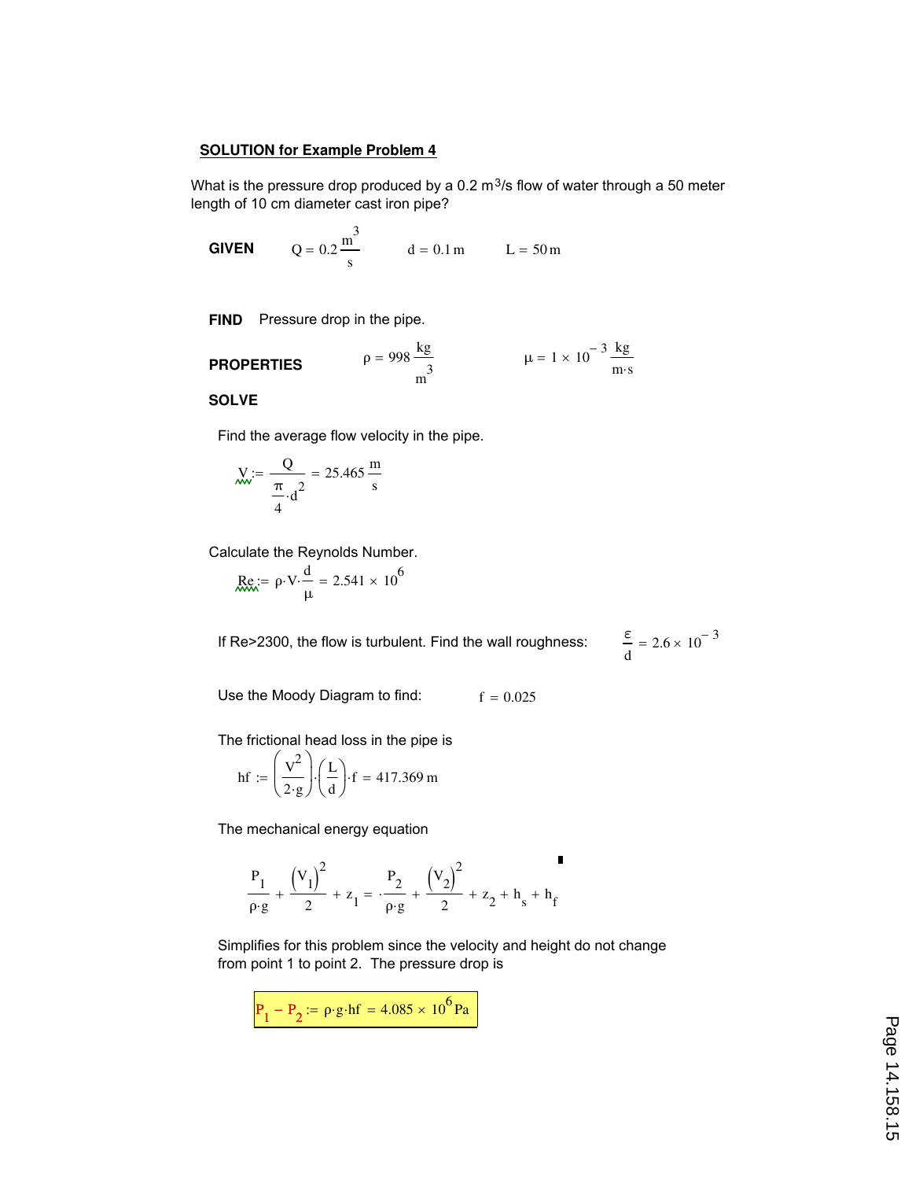**SOLUTION for Example Problem 4**

What is the pressure drop produced by a 0.2 $m^3$/s flow of water through a 50 meter length of 10 cm diameter cast iron pipe?

**GIVEN** $Q = 0.2\,\frac{m^3}{s}$ $\quad d = 0.1\,m$ $\quad L = 50\,m$

**FIND** Pressure drop in the pipe.

**PROPERTIES** $\rho = 998\,\frac{kg}{m^3}$ $\quad \mu = 1 \times 10^{-3}\,\frac{kg}{m \cdot s}$

**SOLVE**

Find the average flow velocity in the pipe.

$$V := \frac{Q}{\frac{\pi}{4} \cdot d^2} = 25.465\,\frac{m}{s}$$

Calculate the Reynolds Number.

$$Re := \rho \cdot V \cdot \frac{d}{\mu} = 2.541 \times 10^6$$

If Re>2300, the flow is turbulent. Find the wall roughness: $\frac{\varepsilon}{d} = 2.6 \times 10^{-3}$

Use the Moody Diagram to find: $f = 0.025$

The frictional head loss in the pipe is

$$hf := \left(\frac{V^2}{2 \cdot g}\right) \cdot \left(\frac{L}{d}\right) \cdot f = 417.369\,m$$

The mechanical energy equation

$$\frac{P_1}{\rho \cdot g} + \frac{(V_1)^2}{2} + z_1 = \frac{P_2}{\rho \cdot g} + \frac{(V_2)^2}{2} + z_2 + h_s + h_f$$

Simplifies for this problem since the velocity and height do not change from point 1 to point 2. The pressure drop is

$$P_1 - P_2 := \rho \cdot g \cdot hf = 4.085 \times 10^6\,Pa$$